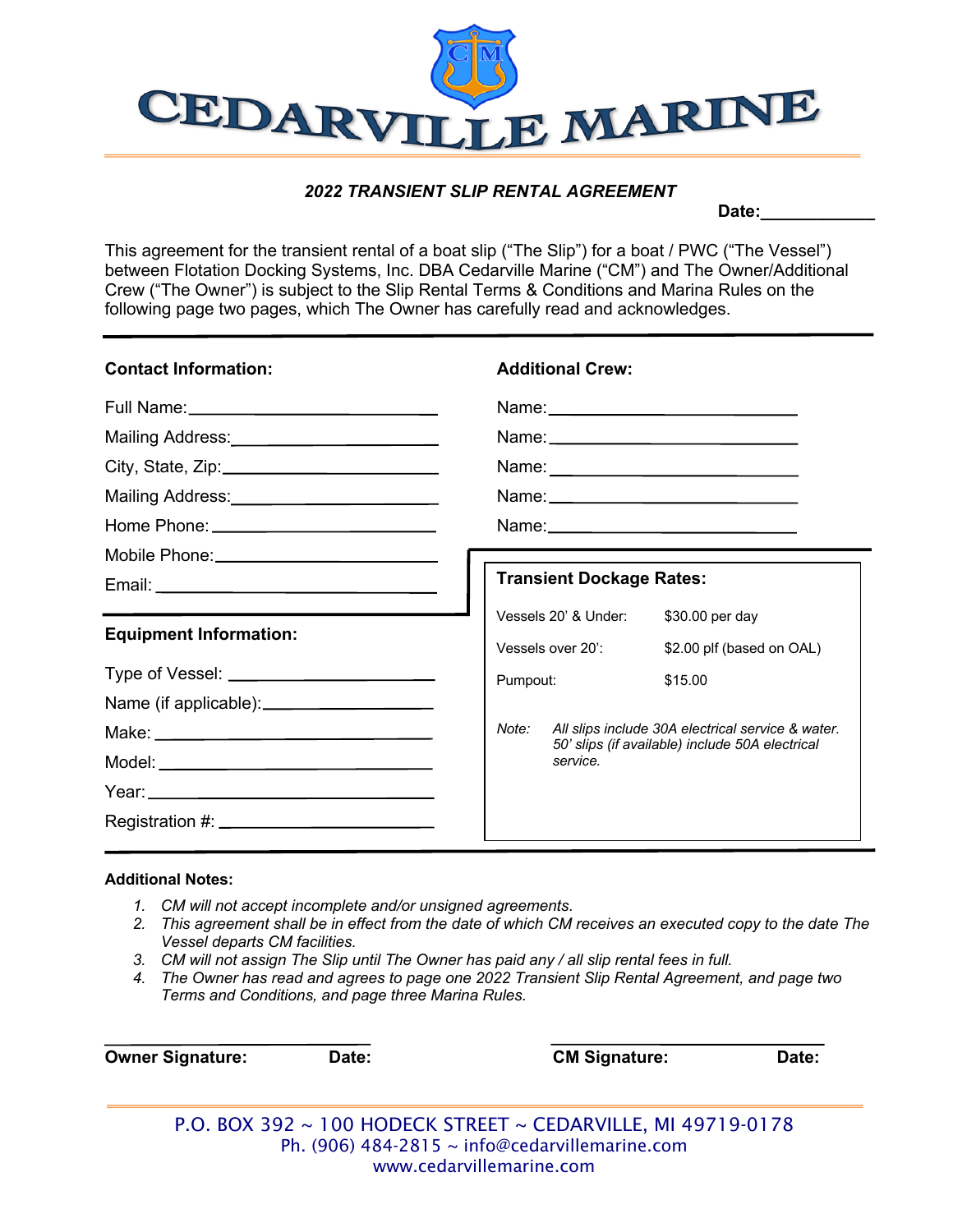# CEDARVILLE MARINE

## *2022 TRANSIENT SLIP RENTAL AGREEMENT*

**Date:**\_\_\_\_\_\_\_\_\_\_\_\_

This agreement for the transient rental of a boat slip ("The Slip") for a boat / PWC ("The Vessel") between Flotation Docking Systems, Inc. DBA Cedarville Marine ("CM") and The Owner/Additional Crew ("The Owner") is subject to the Slip Rental Terms & Conditions and Marina Rules on the following page two pages, which The Owner has carefully read and acknowledges.

---

**Contact Information:**

Full Name:\_\_\_\_\_\_\_\_\_\_\_\_\_\_\_\_\_\_\_\_\_\_\_\_\_\_

Mailing Address:\_\_\_\_\_\_\_\_\_\_\_\_\_\_\_\_\_\_\_\_\_\_

City, State, Zip:\_\_\_\_\_\_\_\_\_\_\_\_\_\_\_\_\_\_\_\_\_\_

Mailing Address:\_\_\_\_\_\_\_\_\_\_\_\_\_\_\_\_\_\_\_\_\_\_

Home Phone:\_\_\_\_\_\_\_\_\_\_\_\_\_\_\_\_\_\_\_\_\_\_\_\_

Mobile Phone:\_\_\_\_\_\_\_\_\_\_\_\_\_\_\_\_\_\_\_\_\_\_\_

Email:\_\_\_\_\_\_\_\_\_\_\_\_\_\_\_\_\_\_\_\_\_\_\_\_\_\_\_\_\_

**Additional Crew:**

Name:\_\_\_\_\_\_\_\_\_\_\_\_\_\_\_\_\_\_\_\_\_\_\_\_\_\_\_

Name:\_\_\_\_\_\_\_\_\_\_\_\_\_\_\_\_\_\_\_\_\_\_\_\_\_\_\_

Name:\_\_\_\_\_\_\_\_\_\_\_\_\_\_\_\_\_\_\_\_\_\_\_\_\_\_\_

Name:\_\_\_\_\_\_\_\_\_\_\_\_\_\_\_\_\_\_\_\_\_\_\_\_\_\_\_

Name:\_\_\_\_\_\_\_\_\_\_\_\_\_\_\_\_\_\_\_\_\_\_\_\_\_\_\_

**Equipment Information:**

Type of Vessel:\_\_\_\_\_\_\_\_\_\_\_\_\_\_\_\_\_\_\_\_\_\_

Name (if applicable):\_\_\_\_\_\_\_\_\_\_\_\_\_\_\_\_\_\_

Make:\_\_\_\_\_\_\_\_\_\_\_\_\_\_\_\_\_\_\_\_\_\_\_\_\_\_\_\_

Model:\_\_\_\_\_\_\_\_\_\_\_\_\_\_\_\_\_\_\_\_\_\_\_\_\_\_\_

Year:\_\_\_\_\_\_\_\_\_\_\_\_\_\_\_\_\_\_\_\_\_\_\_\_\_\_\_\_

Registration #:\_\_\_\_\_\_\_\_\_\_\_\_\_\_\_\_\_\_\_\_\_\_

**Transient Dockage Rates:**

| | |
|---|---|
| Vessels 20' & Under: | $30.00 per day |
| Vessels over 20': | $2.00 plf (based on OAL) |
| Pumpout: | $15.00 |

*Note: All slips include 30A electrical service & water. 50' slips (if available) include 50A electrical service.*

---

**Additional Notes:**

1. *CM will not accept incomplete and/or unsigned agreements.*
2. *This agreement shall be in effect from the date of which CM receives an executed copy to the date The Vessel departs CM facilities.*
3. *CM will not assign The Slip until The Owner has paid any / all slip rental fees in full.*
4. *The Owner has read and agrees to page one 2022 Transient Slip Rental Agreement, and page two Terms and Conditions, and page three Marina Rules.*

\_\_\_\_\_\_\_\_\_\_\_\_\_\_\_\_\_\_\_\_\_\_\_\_\_\_\_\_
**Owner Signature: Date:**

\_\_\_\_\_\_\_\_\_\_\_\_\_\_\_\_\_\_\_\_\_\_\_\_\_\_\_\_
**CM Signature: Date:**

P.O. BOX 392 ~ 100 HODECK STREET ~ CEDARVILLE, MI 49719-0178
Ph. (906) 484-2815 ~ info@cedarvillemarine.com
www.cedarvillemarine.com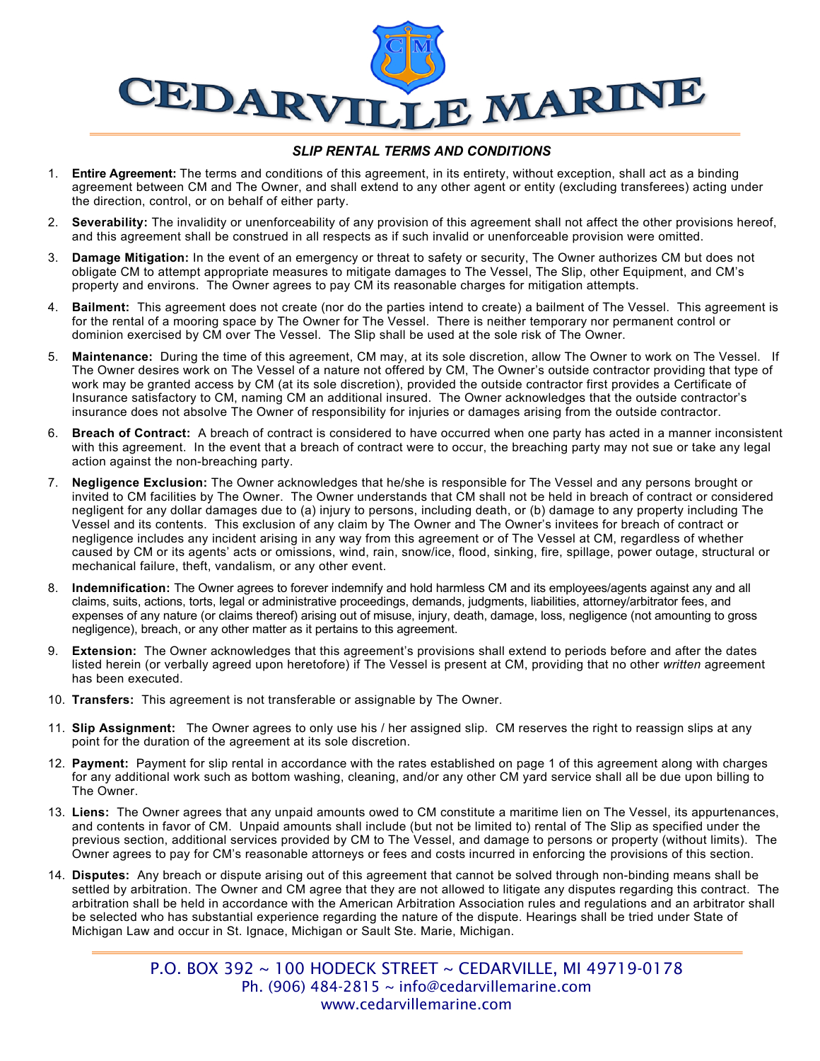# CEDARVILLE MARINE

## *SLIP RENTAL TERMS AND CONDITIONS*

1. **Entire Agreement:** The terms and conditions of this agreement, in its entirety, without exception, shall act as a binding agreement between CM and The Owner, and shall extend to any other agent or entity (excluding transferees) acting under the direction, control, or on behalf of either party.

2. **Severability:** The invalidity or unenforceability of any provision of this agreement shall not affect the other provisions hereof, and this agreement shall be construed in all respects as if such invalid or unenforceable provision were omitted.

3. **Damage Mitigation:** In the event of an emergency or threat to safety or security, The Owner authorizes CM but does not obligate CM to attempt appropriate measures to mitigate damages to The Vessel, The Slip, other Equipment, and CM's property and environs. The Owner agrees to pay CM its reasonable charges for mitigation attempts.

4. **Bailment:** This agreement does not create (nor do the parties intend to create) a bailment of The Vessel. This agreement is for the rental of a mooring space by The Owner for The Vessel. There is neither temporary nor permanent control or dominion exercised by CM over The Vessel. The Slip shall be used at the sole risk of The Owner.

5. **Maintenance:** During the time of this agreement, CM may, at its sole discretion, allow The Owner to work on The Vessel. If The Owner desires work on The Vessel of a nature not offered by CM, The Owner's outside contractor providing that type of work may be granted access by CM (at its sole discretion), provided the outside contractor first provides a Certificate of Insurance satisfactory to CM, naming CM an additional insured. The Owner acknowledges that the outside contractor's insurance does not absolve The Owner of responsibility for injuries or damages arising from the outside contractor.

6. **Breach of Contract:** A breach of contract is considered to have occurred when one party has acted in a manner inconsistent with this agreement. In the event that a breach of contract were to occur, the breaching party may not sue or take any legal action against the non-breaching party.

7. **Negligence Exclusion:** The Owner acknowledges that he/she is responsible for The Vessel and any persons brought or invited to CM facilities by The Owner. The Owner understands that CM shall not be held in breach of contract or considered negligent for any dollar damages due to (a) injury to persons, including death, or (b) damage to any property including The Vessel and its contents. This exclusion of any claim by The Owner and The Owner's invitees for breach of contract or negligence includes any incident arising in any way from this agreement or of The Vessel at CM, regardless of whether caused by CM or its agents' acts or omissions, wind, rain, snow/ice, flood, sinking, fire, spillage, power outage, structural or mechanical failure, theft, vandalism, or any other event.

8. **Indemnification:** The Owner agrees to forever indemnify and hold harmless CM and its employees/agents against any and all claims, suits, actions, torts, legal or administrative proceedings, demands, judgments, liabilities, attorney/arbitrator fees, and expenses of any nature (or claims thereof) arising out of misuse, injury, death, damage, loss, negligence (not amounting to gross negligence), breach, or any other matter as it pertains to this agreement.

9. **Extension:** The Owner acknowledges that this agreement's provisions shall extend to periods before and after the dates listed herein (or verbally agreed upon heretofore) if The Vessel is present at CM, providing that no other *written* agreement has been executed.

10. **Transfers:** This agreement is not transferable or assignable by The Owner.

11. **Slip Assignment:** The Owner agrees to only use his / her assigned slip. CM reserves the right to reassign slips at any point for the duration of the agreement at its sole discretion.

12. **Payment:** Payment for slip rental in accordance with the rates established on page 1 of this agreement along with charges for any additional work such as bottom washing, cleaning, and/or any other CM yard service shall all be due upon billing to The Owner.

13. **Liens:** The Owner agrees that any unpaid amounts owed to CM constitute a maritime lien on The Vessel, its appurtenances, and contents in favor of CM. Unpaid amounts shall include (but not be limited to) rental of The Slip as specified under the previous section, additional services provided by CM to The Vessel, and damage to persons or property (without limits). The Owner agrees to pay for CM's reasonable attorneys or fees and costs incurred in enforcing the provisions of this section.

14. **Disputes:** Any breach or dispute arising out of this agreement that cannot be solved through non-binding means shall be settled by arbitration. The Owner and CM agree that they are not allowed to litigate any disputes regarding this contract. The arbitration shall be held in accordance with the American Arbitration Association rules and regulations and an arbitrator shall be selected who has substantial experience regarding the nature of the dispute. Hearings shall be tried under State of Michigan Law and occur in St. Ignace, Michigan or Sault Ste. Marie, Michigan.

P.O. BOX 392 ~ 100 HODECK STREET ~ CEDARVILLE, MI 49719-0178
Ph. (906) 484-2815 ~ info@cedarvillemarine.com
www.cedarvillemarine.com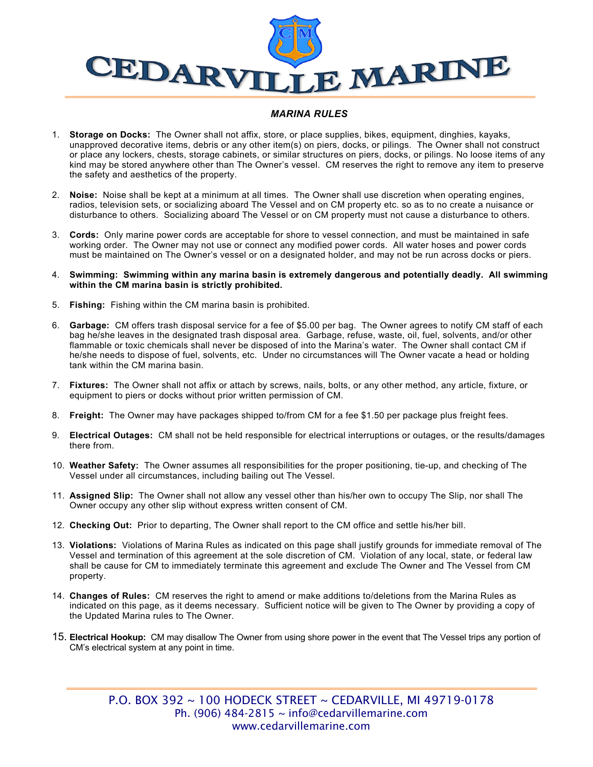# CEDARVILLE MARINE

***MARINA RULES***

1. **Storage on Docks:** The Owner shall not affix, store, or place supplies, bikes, equipment, dinghies, kayaks, unapproved decorative items, debris or any other item(s) on piers, docks, or pilings. The Owner shall not construct or place any lockers, chests, storage cabinets, or similar structures on piers, docks, or pilings. No loose items of any kind may be stored anywhere other than The Owner's vessel. CM reserves the right to remove any item to preserve the safety and aesthetics of the property.

2. **Noise:** Noise shall be kept at a minimum at all times. The Owner shall use discretion when operating engines, radios, television sets, or socializing aboard The Vessel and on CM property etc. so as to no create a nuisance or disturbance to others. Socializing aboard The Vessel or on CM property must not cause a disturbance to others.

3. **Cords:** Only marine power cords are acceptable for shore to vessel connection, and must be maintained in safe working order. The Owner may not use or connect any modified power cords. All water hoses and power cords must be maintained on The Owner's vessel or on a designated holder, and may not be run across docks or piers.

4. **Swimming: Swimming within any marina basin is extremely dangerous and potentially deadly. All swimming within the CM marina basin is strictly prohibited.**

5. **Fishing:** Fishing within the CM marina basin is prohibited.

6. **Garbage:** CM offers trash disposal service for a fee of $5.00 per bag. The Owner agrees to notify CM staff of each bag he/she leaves in the designated trash disposal area. Garbage, refuse, waste, oil, fuel, solvents, and/or other flammable or toxic chemicals shall never be disposed of into the Marina's water. The Owner shall contact CM if he/she needs to dispose of fuel, solvents, etc. Under no circumstances will The Owner vacate a head or holding tank within the CM marina basin.

7. **Fixtures:** The Owner shall not affix or attach by screws, nails, bolts, or any other method, any article, fixture, or equipment to piers or docks without prior written permission of CM.

8. **Freight:** The Owner may have packages shipped to/from CM for a fee $1.50 per package plus freight fees.

9. **Electrical Outages:** CM shall not be held responsible for electrical interruptions or outages, or the results/damages there from.

10. **Weather Safety:** The Owner assumes all responsibilities for the proper positioning, tie-up, and checking of The Vessel under all circumstances, including bailing out The Vessel.

11. **Assigned Slip:** The Owner shall not allow any vessel other than his/her own to occupy The Slip, nor shall The Owner occupy any other slip without express written consent of CM.

12. **Checking Out:** Prior to departing, The Owner shall report to the CM office and settle his/her bill.

13. **Violations:** Violations of Marina Rules as indicated on this page shall justify grounds for immediate removal of The Vessel and termination of this agreement at the sole discretion of CM. Violation of any local, state, or federal law shall be cause for CM to immediately terminate this agreement and exclude The Owner and The Vessel from CM property.

14. **Changes of Rules:** CM reserves the right to amend or make additions to/deletions from the Marina Rules as indicated on this page, as it deems necessary. Sufficient notice will be given to The Owner by providing a copy of the Updated Marina rules to The Owner.

15. **Electrical Hookup:** CM may disallow The Owner from using shore power in the event that The Vessel trips any portion of CM's electrical system at any point in time.

P.O. BOX 392 ~ 100 HODECK STREET ~ CEDARVILLE, MI 49719-0178
Ph. (906) 484-2815 ~ info@cedarvillemarine.com
www.cedarvillemarine.com